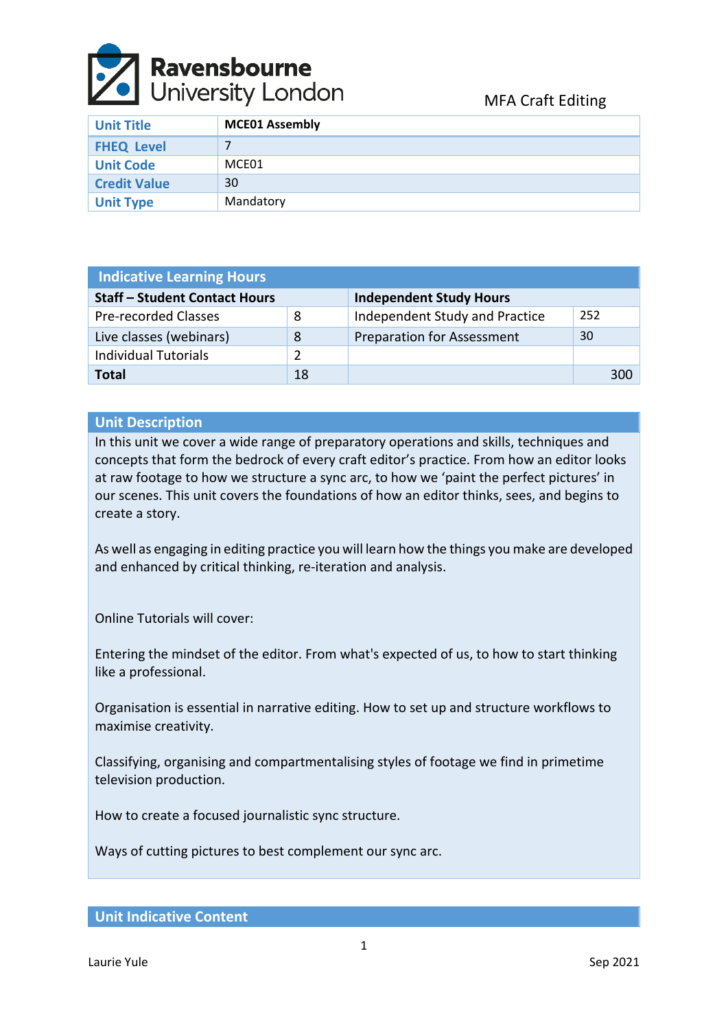Ravensbourne University London

MFA Craft Editing

| Unit Title | MCE01 Assembly |
|---|---|
| FHEQ Level | 7 |
| Unit Code | MCE01 |
| Credit Value | 30 |
| Unit Type | Mandatory |

| Indicative Learning Hours | | | |
|---|---|---|---|
| **Staff – Student Contact Hours** | | **Independent Study Hours** | |
| Pre-recorded Classes | 8 | Independent Study and Practice | 252 |
| Live classes (webinars) | 8 | Preparation for Assessment | 30 |
| Individual Tutorials | 2 | | |
| **Total** | 18 | | 300 |

## Unit Description

In this unit we cover a wide range of preparatory operations and skills, techniques and concepts that form the bedrock of every craft editor's practice. From how an editor looks at raw footage to how we structure a sync arc, to how we 'paint the perfect pictures' in our scenes. This unit covers the foundations of how an editor thinks, sees, and begins to create a story.

As well as engaging in editing practice you will learn how the things you make are developed and enhanced by critical thinking, re-iteration and analysis.

Online Tutorials will cover:

Entering the mindset of the editor. From what's expected of us, to how to start thinking like a professional.

Organisation is essential in narrative editing. How to set up and structure workflows to maximise creativity.

Classifying, organising and compartmentalising styles of footage we find in primetime television production.

How to create a focused journalistic sync structure.

Ways of cutting pictures to best complement our sync arc.

## Unit Indicative Content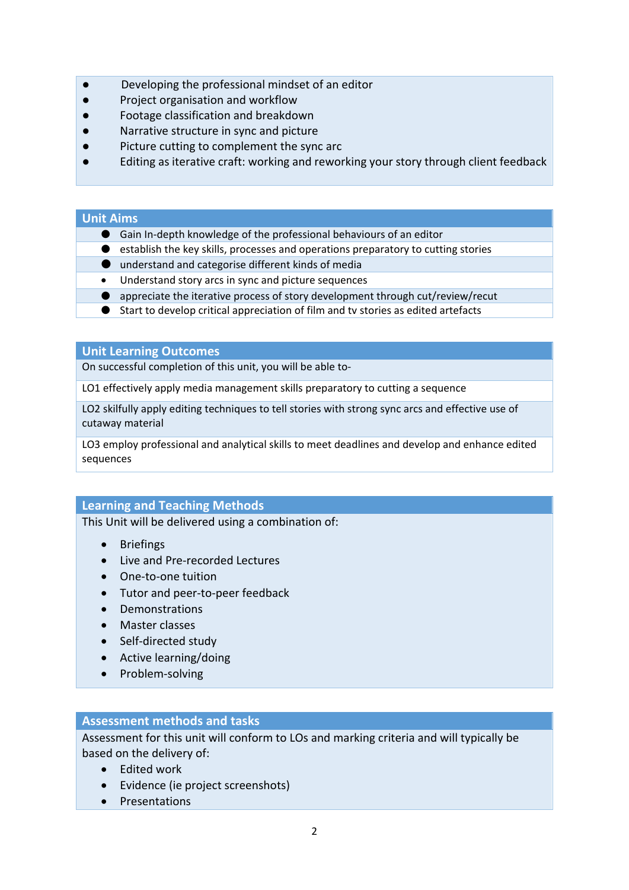- Developing the professional mindset of an editor
- Project organisation and workflow
- Footage classification and breakdown
- Narrative structure in sync and picture
- Picture cutting to complement the sync arc
- Editing as iterative craft: working and reworking your story through client feedback

## Unit Aims

- Gain In-depth knowledge of the professional behaviours of an editor
- establish the key skills, processes and operations preparatory to cutting stories
- understand and categorise different kinds of media
- Understand story arcs in sync and picture sequences
- appreciate the iterative process of story development through cut/review/recut
- Start to develop critical appreciation of film and tv stories as edited artefacts

## Unit Learning Outcomes

On successful completion of this unit, you will be able to-

LO1 effectively apply media management skills preparatory to cutting a sequence

LO2 skilfully apply editing techniques to tell stories with strong sync arcs and effective use of cutaway material

LO3 employ professional and analytical skills to meet deadlines and develop and enhance edited sequences

## Learning and Teaching Methods

This Unit will be delivered using a combination of:

- Briefings
- Live and Pre-recorded Lectures
- One-to-one tuition
- Tutor and peer-to-peer feedback
- Demonstrations
- Master classes
- Self-directed study
- Active learning/doing
- Problem-solving

## Assessment methods and tasks

Assessment for this unit will conform to LOs and marking criteria and will typically be based on the delivery of:

- Edited work
- Evidence (ie project screenshots)
- Presentations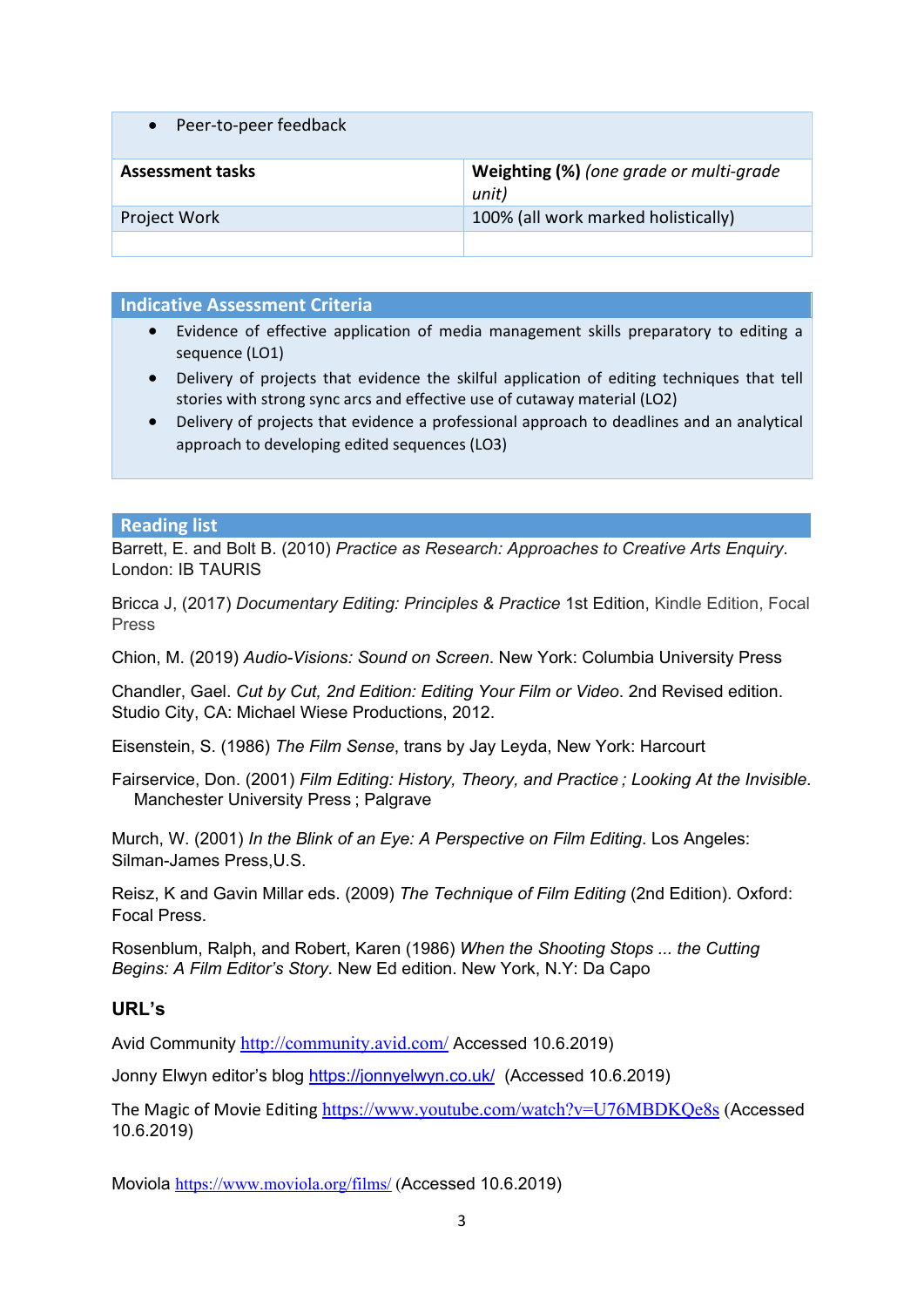- Peer-to-peer feedback

| Assessment tasks | **Weighting (%)** *(one grade or multi-grade unit)* |
|---|---|
| Project Work | 100% (all work marked holistically) |
| | |

## Indicative Assessment Criteria

- Evidence of effective application of media management skills preparatory to editing a sequence (LO1)
- Delivery of projects that evidence the skilful application of editing techniques that tell stories with strong sync arcs and effective use of cutaway material (LO2)
- Delivery of projects that evidence a professional approach to deadlines and an analytical approach to developing edited sequences (LO3)

## Reading list

Barrett, E. and Bolt B. (2010) *Practice as Research: Approaches to Creative Arts Enquiry*. London: IB TAURIS

Bricca J, (2017) *Documentary Editing: Principles & Practice* 1st Edition, Kindle Edition, Focal Press

Chion, M. (2019) *Audio-Visions: Sound on Screen*. New York: Columbia University Press

Chandler, Gael. *Cut by Cut, 2nd Edition: Editing Your Film or Video*. 2nd Revised edition. Studio City, CA: Michael Wiese Productions, 2012.

Eisenstein, S. (1986) *The Film Sense*, trans by Jay Leyda, New York: Harcourt

Fairservice, Don. (2001) *Film Editing: History, Theory, and Practice ; Looking At the Invisible*. Manchester University Press ; Palgrave

Murch, W. (2001) *In the Blink of an Eye: A Perspective on Film Editing*. Los Angeles: Silman-James Press,U.S.

Reisz, K and Gavin Millar eds. (2009) *The Technique of Film Editing* (2nd Edition). Oxford: Focal Press.

Rosenblum, Ralph, and Robert, Karen (1986) *When the Shooting Stops ... the Cutting Begins: A Film Editor's Story*. New Ed edition. New York, N.Y: Da Capo

### URL's

Avid Community http://community.avid.com/ Accessed 10.6.2019)

Jonny Elwyn editor's blog https://jonnyelwyn.co.uk/ (Accessed 10.6.2019)

The Magic of Movie Editing https://www.youtube.com/watch?v=U76MBDKQe8s (Accessed 10.6.2019)

Moviola https://www.moviola.org/films/ (Accessed 10.6.2019)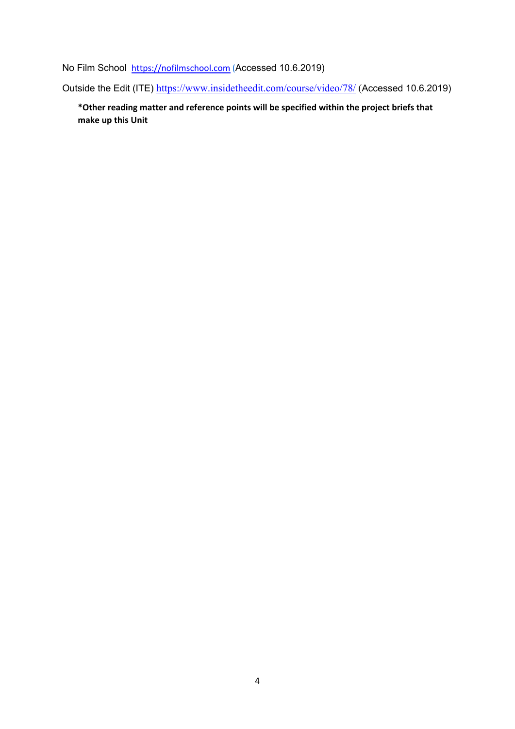No Film School [https://nofilmschool.com](https://nofilmschool.com) (Accessed 10.6.2019)

Outside the Edit (ITE) [https://www.insidetheedit.com/course/video/78/](https://www.insidetheedit.com/course/video/78/) (Accessed 10.6.2019)

**\*Other reading matter and reference points will be specified within the project briefs that make up this Unit**